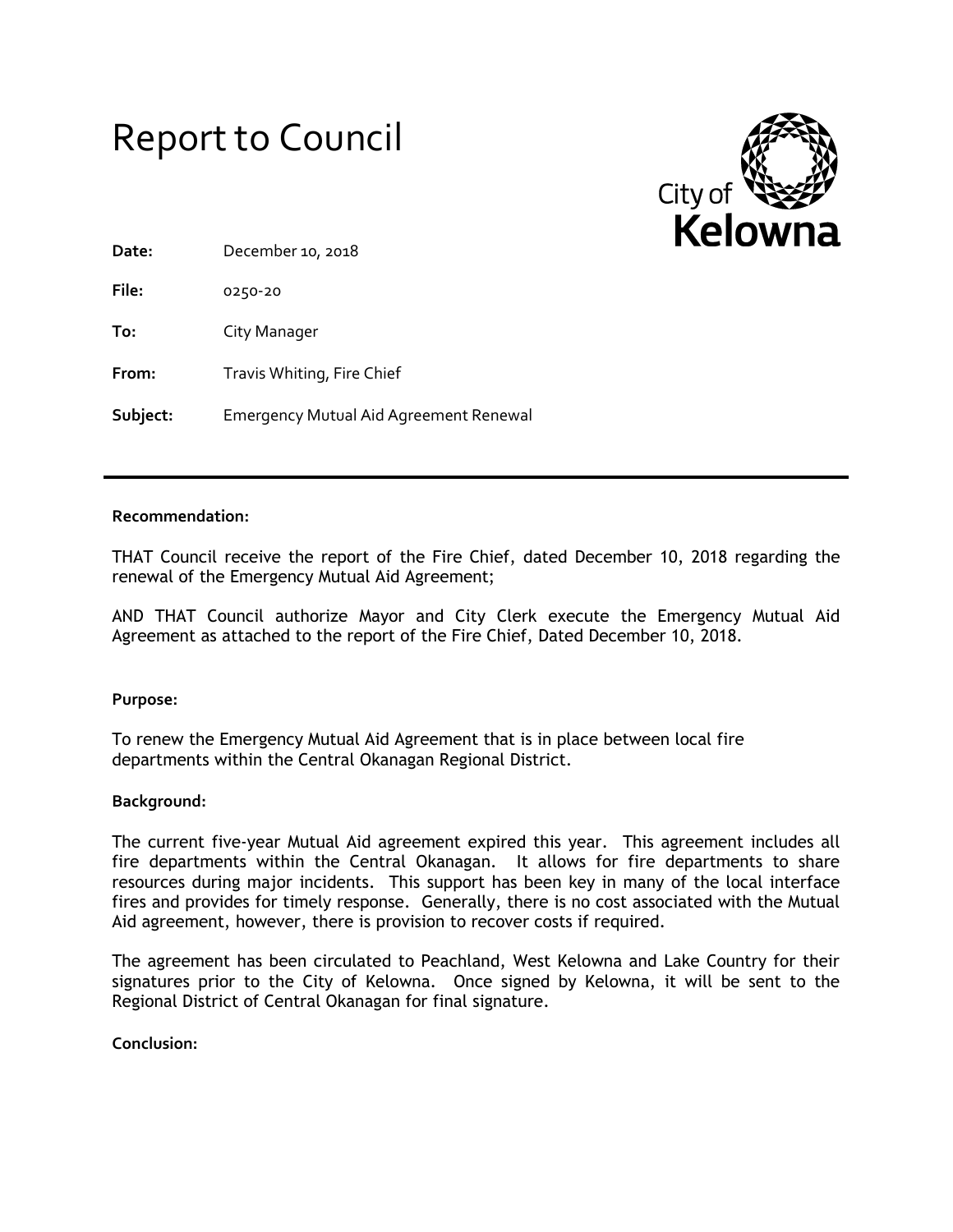# Report to Council

City of Kelowna

**Date:** December 10, 2018

**File:** 0250-20

**To:** City Manager

**From:** Travis Whiting, Fire Chief

**Subject:** Emergency Mutual Aid Agreement Renewal

---

**Recommendation:**

THAT Council receive the report of the Fire Chief, dated December 10, 2018 regarding the renewal of the Emergency Mutual Aid Agreement;

AND THAT Council authorize Mayor and City Clerk execute the Emergency Mutual Aid Agreement as attached to the report of the Fire Chief, Dated December 10, 2018.

**Purpose:**

To renew the Emergency Mutual Aid Agreement that is in place between local fire departments within the Central Okanagan Regional District.

**Background:**

The current five-year Mutual Aid agreement expired this year. This agreement includes all fire departments within the Central Okanagan. It allows for fire departments to share resources during major incidents. This support has been key in many of the local interface fires and provides for timely response. Generally, there is no cost associated with the Mutual Aid agreement, however, there is provision to recover costs if required.

The agreement has been circulated to Peachland, West Kelowna and Lake Country for their signatures prior to the City of Kelowna. Once signed by Kelowna, it will be sent to the Regional District of Central Okanagan for final signature.

**Conclusion:**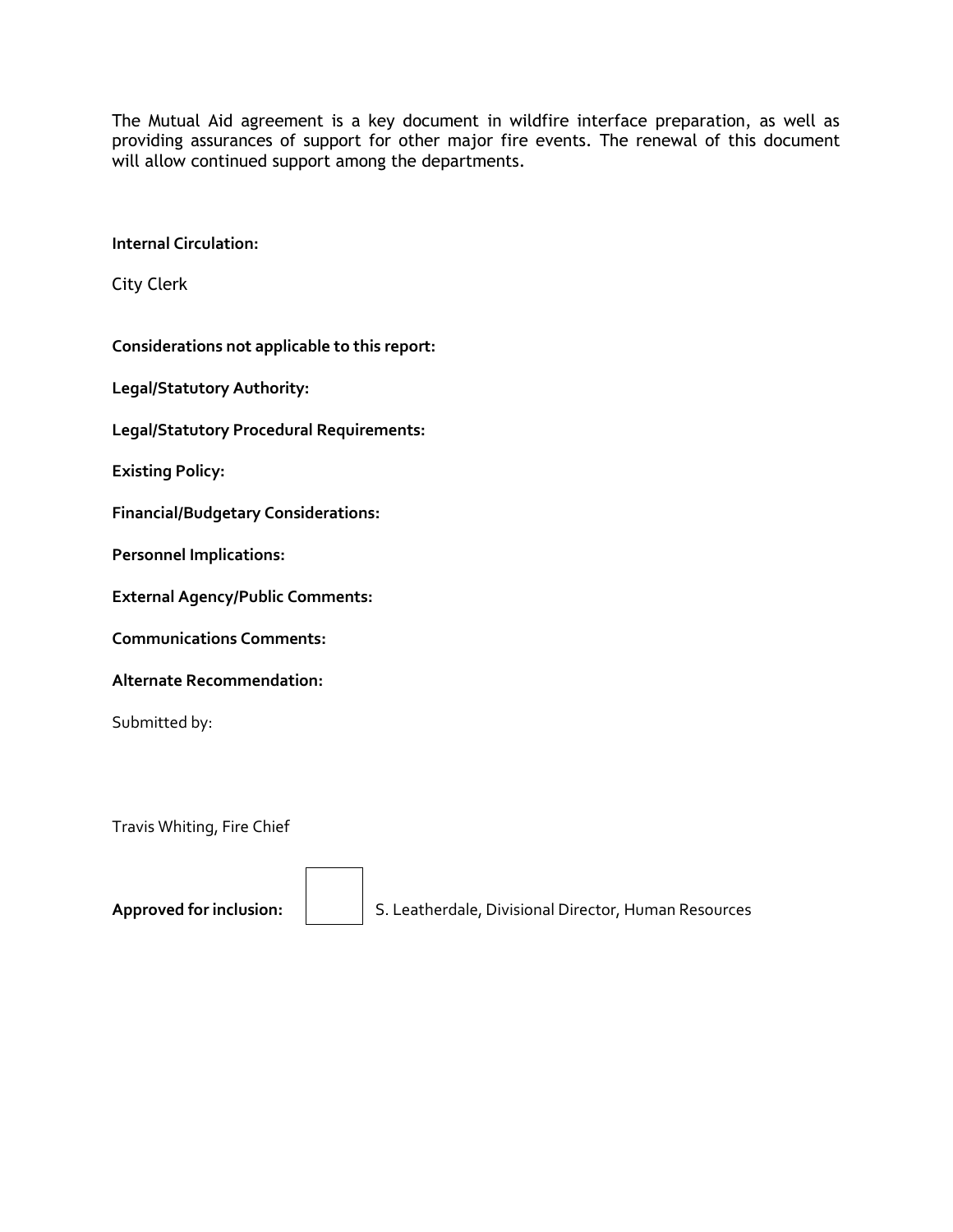The Mutual Aid agreement is a key document in wildfire interface preparation, as well as providing assurances of support for other major fire events. The renewal of this document will allow continued support among the departments.

**Internal Circulation:**

City Clerk

**Considerations not applicable to this report:**

**Legal/Statutory Authority:**

**Legal/Statutory Procedural Requirements:**

**Existing Policy:**

**Financial/Budgetary Considerations:**

**Personnel Implications:**

**External Agency/Public Comments:**

**Communications Comments:**

**Alternate Recommendation:**

Submitted by:

Travis Whiting, Fire Chief

**Approved for inclusion:** S. Leatherdale, Divisional Director, Human Resources